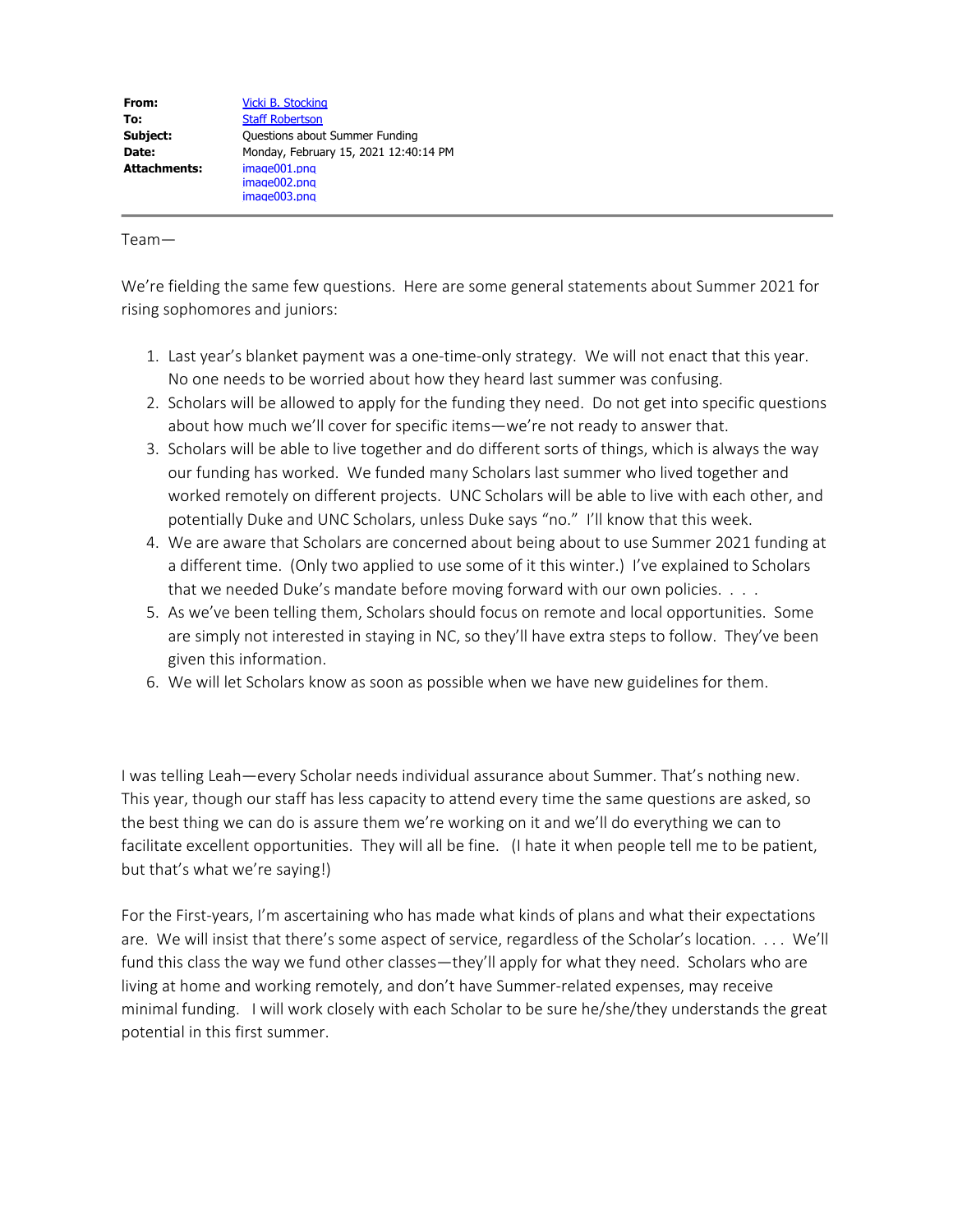**From:** Vicki B. Stocking
**To:** Staff Robertson
**Subject:** Questions about Summer Funding
**Date:** Monday, February 15, 2021 12:40:14 PM
**Attachments:** image001.png
image002.png
image003.png

---

Team—

We're fielding the same few questions. Here are some general statements about Summer 2021 for rising sophomores and juniors:

1. Last year's blanket payment was a one-time-only strategy. We will not enact that this year. No one needs to be worried about how they heard last summer was confusing.
2. Scholars will be allowed to apply for the funding they need. Do not get into specific questions about how much we'll cover for specific items—we're not ready to answer that.
3. Scholars will be able to live together and do different sorts of things, which is always the way our funding has worked. We funded many Scholars last summer who lived together and worked remotely on different projects. UNC Scholars will be able to live with each other, and potentially Duke and UNC Scholars, unless Duke says "no." I'll know that this week.
4. We are aware that Scholars are concerned about being about to use Summer 2021 funding at a different time. (Only two applied to use some of it this winter.) I've explained to Scholars that we needed Duke's mandate before moving forward with our own policies. . . .
5. As we've been telling them, Scholars should focus on remote and local opportunities. Some are simply not interested in staying in NC, so they'll have extra steps to follow. They've been given this information.
6. We will let Scholars know as soon as possible when we have new guidelines for them.

I was telling Leah—every Scholar needs individual assurance about Summer. That's nothing new. This year, though our staff has less capacity to attend every time the same questions are asked, so the best thing we can do is assure them we're working on it and we'll do everything we can to facilitate excellent opportunities. They will all be fine. (I hate it when people tell me to be patient, but that's what we're saying!)

For the First-years, I'm ascertaining who has made what kinds of plans and what their expectations are. We will insist that there's some aspect of service, regardless of the Scholar's location. . . . We'll fund this class the way we fund other classes—they'll apply for what they need. Scholars who are living at home and working remotely, and don't have Summer-related expenses, may receive minimal funding. I will work closely with each Scholar to be sure he/she/they understands the great potential in this first summer.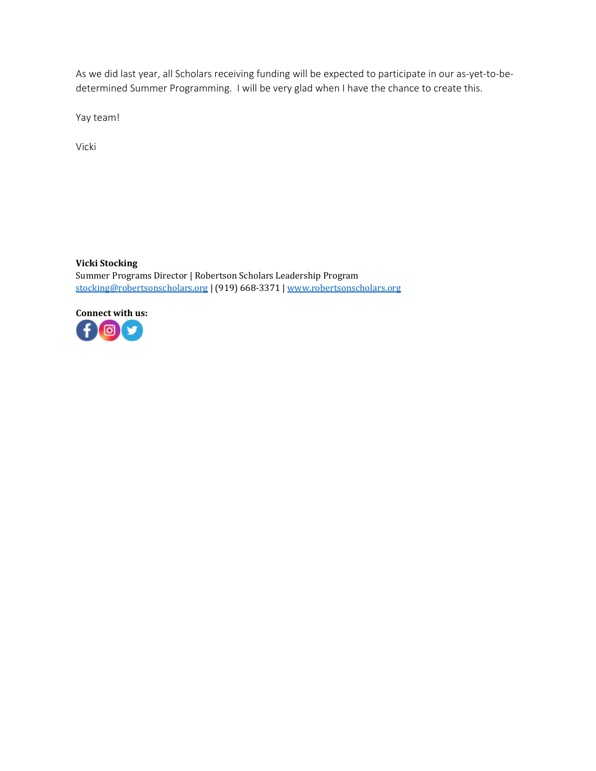As we did last year, all Scholars receiving funding will be expected to participate in our as-yet-to-be-determined Summer Programming. I will be very glad when I have the chance to create this.

Yay team!

Vicki

**Vicki Stocking**
Summer Programs Director | Robertson Scholars Leadership Program
stocking@robertsonscholars.org | (919) 668-3371 | www.robertsonscholars.org

**Connect with us:**